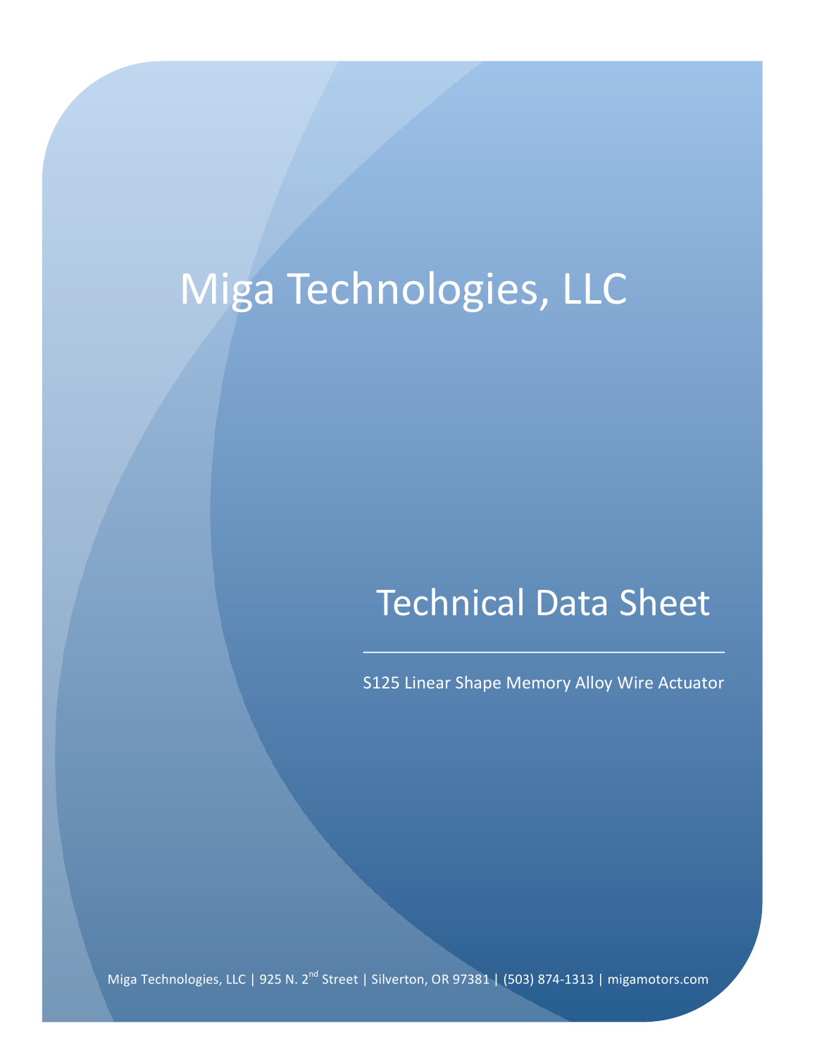# Miga Technologies, LLC

## Technical Data Sheet

S125 Linear Shape Memory Alloy Wire Actuator

Miga Technologies, LLC | 925 N. 2nd Street | Silverton, OR 97381 | (503) 874-1313 | migamotors.com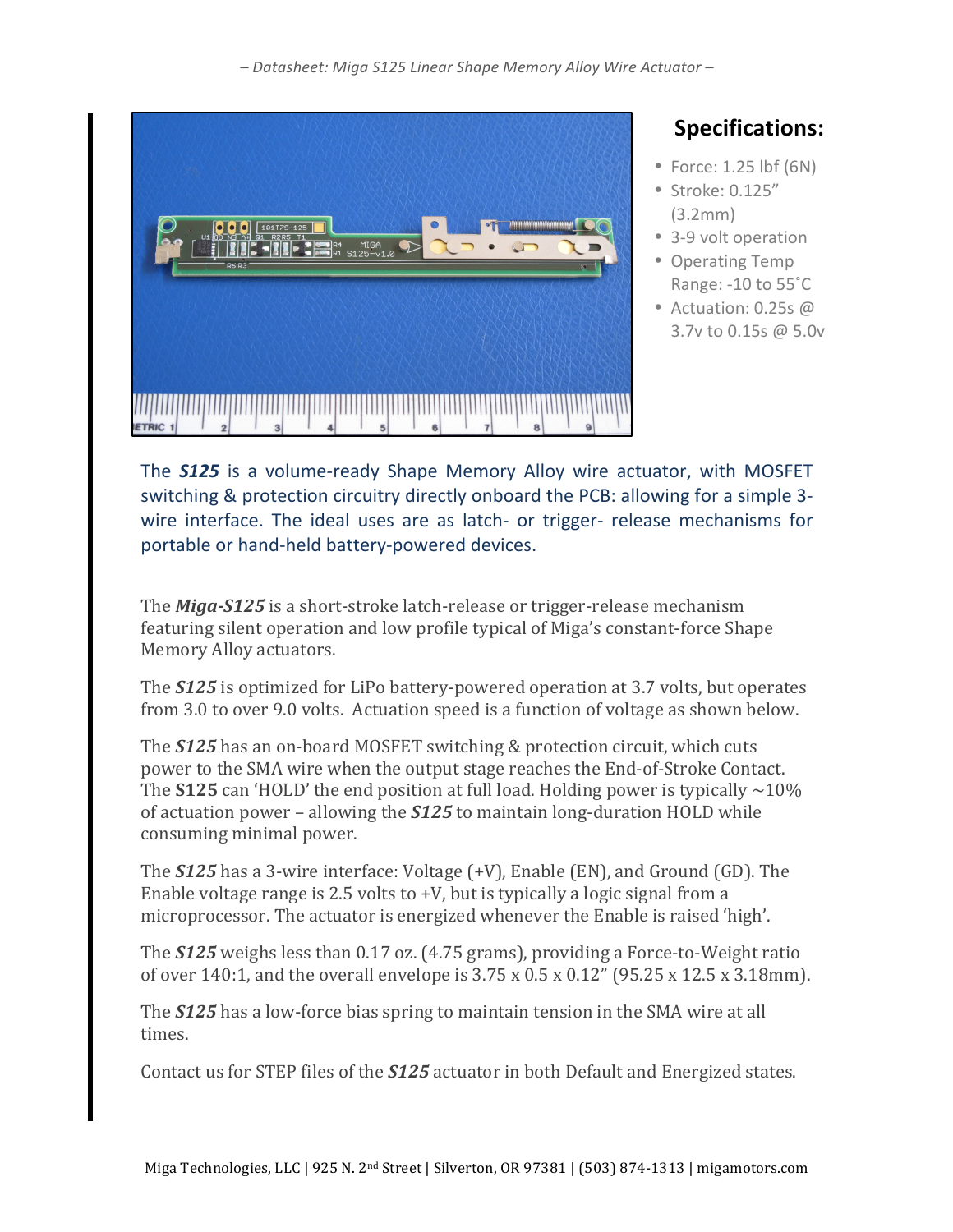## Specifications:

- Force: 1.25 lbf (6N)
- Stroke: 0.125" (3.2mm)
- 3-9 volt operation
- Operating Temp Range: -10 to 55˚C
- Actuation: 0.25s @ 3.7v to 0.15s @ 5.0v

The ***S125*** is a volume-ready Shape Memory Alloy wire actuator, with MOSFET switching & protection circuitry directly onboard the PCB: allowing for a simple 3-wire interface. The ideal uses are as latch- or trigger- release mechanisms for portable or hand-held battery-powered devices.

The ***Miga-S125*** is a short-stroke latch-release or trigger-release mechanism featuring silent operation and low profile typical of Miga's constant-force Shape Memory Alloy actuators.

The ***S125*** is optimized for LiPo battery-powered operation at 3.7 volts, but operates from 3.0 to over 9.0 volts. Actuation speed is a function of voltage as shown below.

The ***S125*** has an on-board MOSFET switching & protection circuit, which cuts power to the SMA wire when the output stage reaches the End-of-Stroke Contact. The **S125** can 'HOLD' the end position at full load. Holding power is typically ~10% of actuation power – allowing the ***S125*** to maintain long-duration HOLD while consuming minimal power.

The ***S125*** has a 3-wire interface: Voltage (+V), Enable (EN), and Ground (GD). The Enable voltage range is 2.5 volts to +V, but is typically a logic signal from a microprocessor. The actuator is energized whenever the Enable is raised 'high'.

The ***S125*** weighs less than 0.17 oz. (4.75 grams), providing a Force-to-Weight ratio of over 140:1, and the overall envelope is 3.75 x 0.5 x 0.12" (95.25 x 12.5 x 3.18mm).

The ***S125*** has a low-force bias spring to maintain tension in the SMA wire at all times.

Contact us for STEP files of the ***S125*** actuator in both Default and Energized states.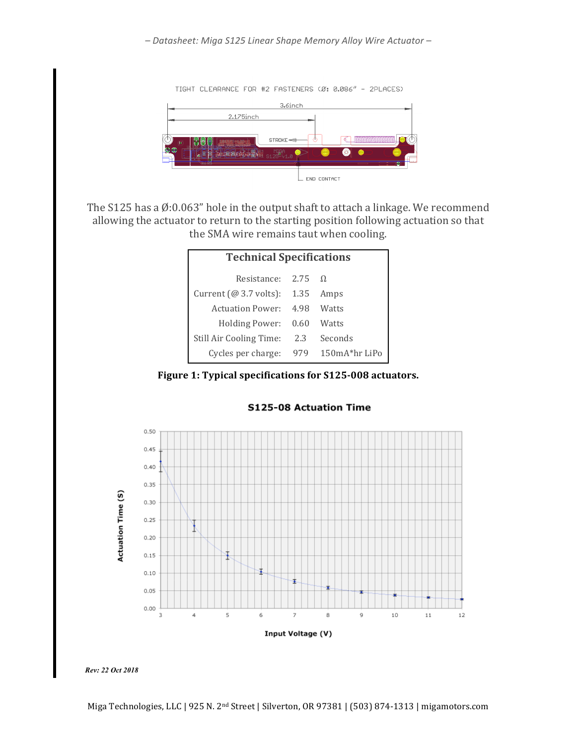TIGHT CLEARANCE FOR #2 FASTENERS (Ø: 0.086" - 2PLACES)

3.6inch

2.175inch

STROKE

END CONTACT

The S125 has a Ø:0.063" hole in the output shaft to attach a linkage. We recommend allowing the actuator to return to the starting position following actuation so that the SMA wire remains taut when cooling.

| Technical Specifications | | |
|---|---|---|
| Resistance: | 2.75 | Ω |
| Current (@ 3.7 volts): | 1.35 | Amps |
| Actuation Power: | 4.98 | Watts |
| Holding Power: | 0.60 | Watts |
| Still Air Cooling Time: | 2.3 | Seconds |
| Cycles per charge: | 979 | 150mA*hr LiPo |

**Figure 1: Typical specifications for S125-008 actuators.**

**S125-08 Actuation Time**

Actuation Time (S)

0.50
0.45
0.40
0.35
0.30
0.25
0.20
0.15
0.10
0.05
0.00

3 4 5 6 7 8 9 10 11 12

Input Voltage (V)

*Rev: 22 Oct 2018*